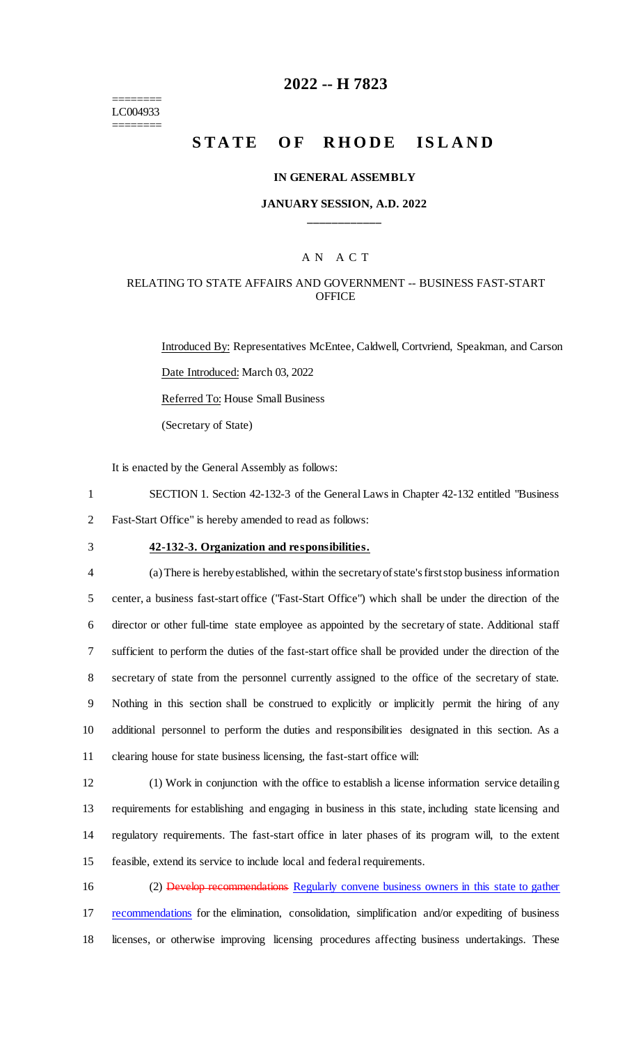========
LC004933
========

# 2022 -- H 7823

# STATE OF RHODE ISLAND

**IN GENERAL ASSEMBLY**

**JANUARY SESSION, A.D. 2022**

\_\_\_\_\_\_\_\_\_\_\_\_

A N A C T

RELATING TO STATE AFFAIRS AND GOVERNMENT -- BUSINESS FAST-START OFFICE

Introduced By: Representatives McEntee, Caldwell, Cortvriend, Speakman, and Carson

Date Introduced: March 03, 2022

Referred To: House Small Business

(Secretary of State)

It is enacted by the General Assembly as follows:

1 SECTION 1. Section 42-132-3 of the General Laws in Chapter 42-132 entitled "Business
2 Fast-Start Office" is hereby amended to read as follows:

3 **42-132-3. Organization and responsibilities.**

4 (a) There is hereby established, within the secretary of state's first stop business information
5 center, a business fast-start office ("Fast-Start Office") which shall be under the direction of the
6 director or other full-time state employee as appointed by the secretary of state. Additional staff
7 sufficient to perform the duties of the fast-start office shall be provided under the direction of the
8 secretary of state from the personnel currently assigned to the office of the secretary of state.
9 Nothing in this section shall be construed to explicitly or implicitly permit the hiring of any
10 additional personnel to perform the duties and responsibilities designated in this section. As a
11 clearing house for state business licensing, the fast-start office will:

12 (1) Work in conjunction with the office to establish a license information service detailing
13 requirements for establishing and engaging in business in this state, including state licensing and
14 regulatory requirements. The fast-start office in later phases of its program will, to the extent
15 feasible, extend its service to include local and federal requirements.

16 (2) ~~Develop recommendations~~ Regularly convene business owners in this state to gather
17 recommendations for the elimination, consolidation, simplification and/or expediting of business
18 licenses, or otherwise improving licensing procedures affecting business undertakings. These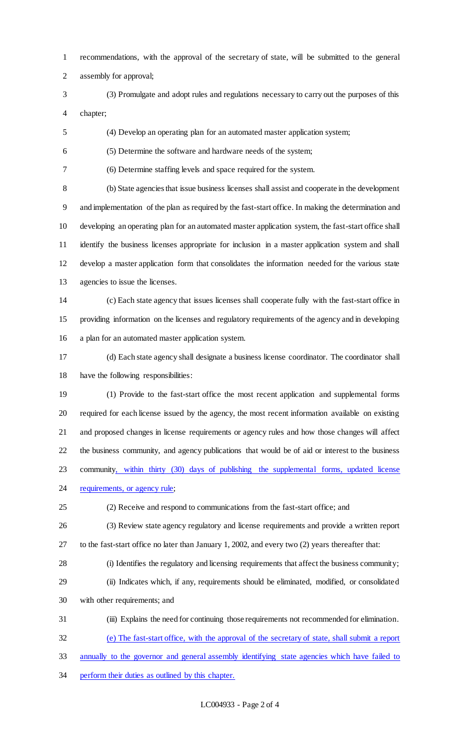recommendations, with the approval of the secretary of state, will be submitted to the general assembly for approval;

(3) Promulgate and adopt rules and regulations necessary to carry out the purposes of this chapter;

(4) Develop an operating plan for an automated master application system;

(5) Determine the software and hardware needs of the system;

(6) Determine staffing levels and space required for the system.

(b) State agencies that issue business licenses shall assist and cooperate in the development and implementation of the plan as required by the fast-start office. In making the determination and developing an operating plan for an automated master application system, the fast-start office shall identify the business licenses appropriate for inclusion in a master application system and shall develop a master application form that consolidates the information needed for the various state agencies to issue the licenses.

(c) Each state agency that issues licenses shall cooperate fully with the fast-start office in providing information on the licenses and regulatory requirements of the agency and in developing a plan for an automated master application system.

(d) Each state agency shall designate a business license coordinator. The coordinator shall have the following responsibilities:

(1) Provide to the fast-start office the most recent application and supplemental forms required for each license issued by the agency, the most recent information available on existing and proposed changes in license requirements or agency rules and how those changes will affect the business community, and agency publications that would be of aid or interest to the business community, within thirty (30) days of publishing the supplemental forms, updated license requirements, or agency rule;

(2) Receive and respond to communications from the fast-start office; and

(3) Review state agency regulatory and license requirements and provide a written report to the fast-start office no later than January 1, 2002, and every two (2) years thereafter that:

(i) Identifies the regulatory and licensing requirements that affect the business community;

(ii) Indicates which, if any, requirements should be eliminated, modified, or consolidated with other requirements; and

(iii) Explains the need for continuing those requirements not recommended for elimination.

(e) The fast-start office, with the approval of the secretary of state, shall submit a report annually to the governor and general assembly identifying state agencies which have failed to perform their duties as outlined by this chapter.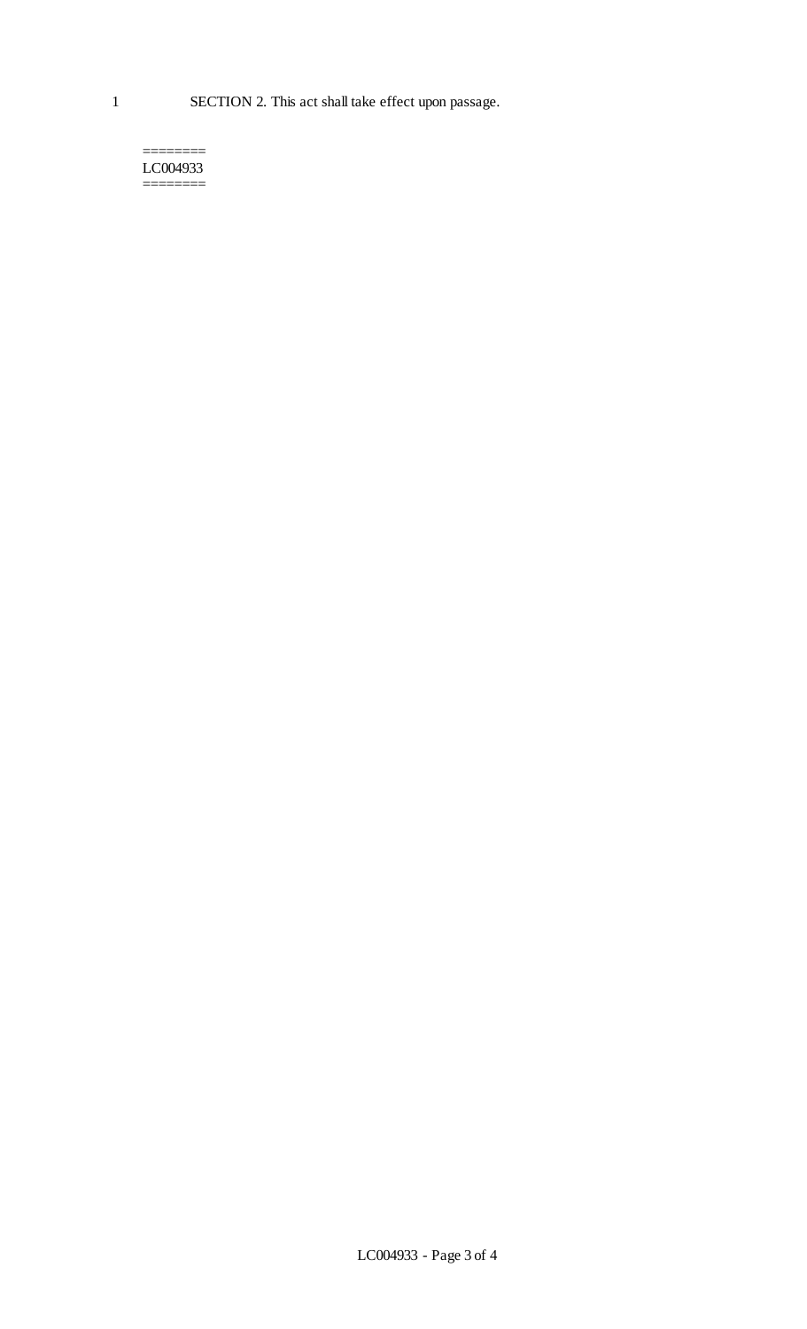SECTION 2. This act shall take effect upon passage.

========
LC004933
========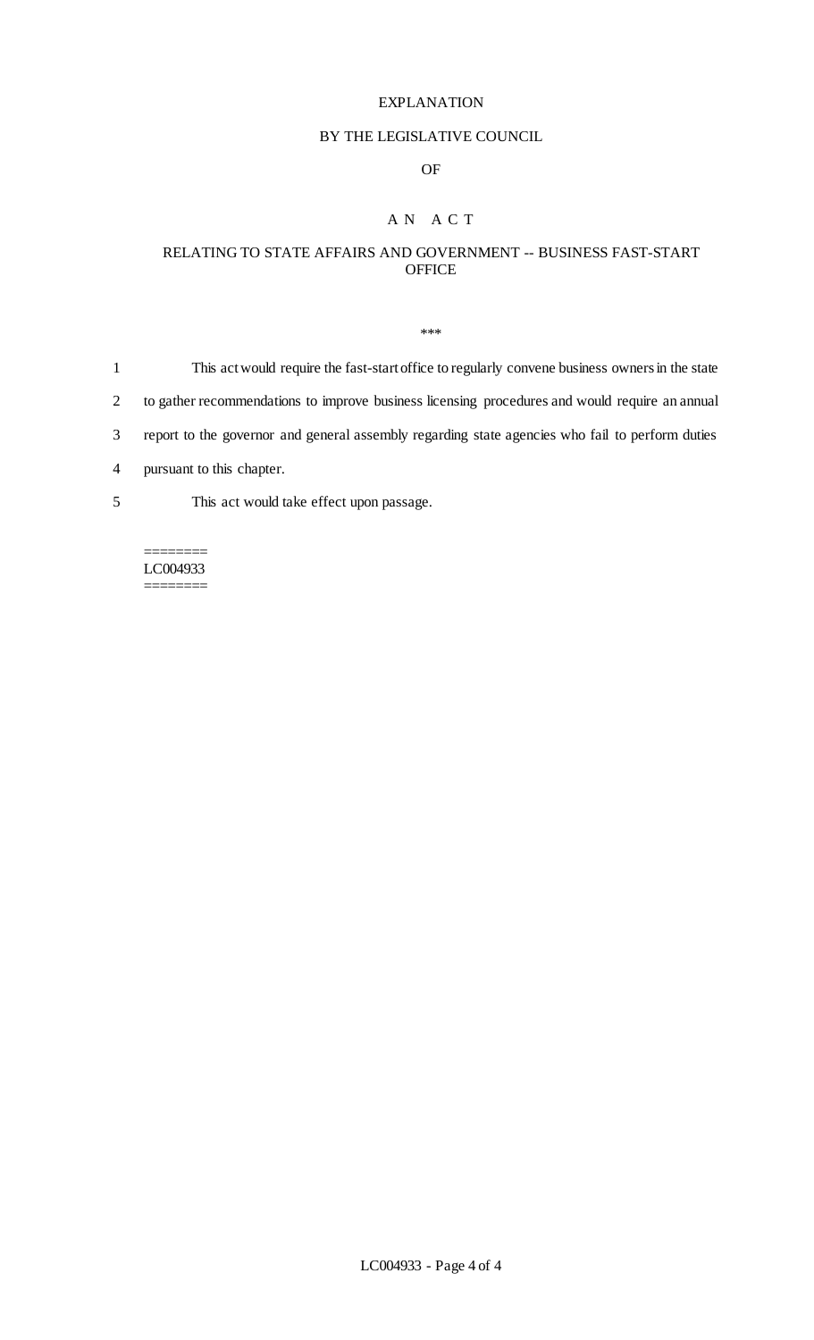EXPLANATION

BY THE LEGISLATIVE COUNCIL

OF

A N A C T

RELATING TO STATE AFFAIRS AND GOVERNMENT -- BUSINESS FAST-START OFFICE

\*\*\*

1 This act would require the fast-start office to regularly convene business owners in the state
2 to gather recommendations to improve business licensing procedures and would require an annual
3 report to the governor and general assembly regarding state agencies who fail to perform duties
4 pursuant to this chapter.

5 This act would take effect upon passage.

========
LC004933
========